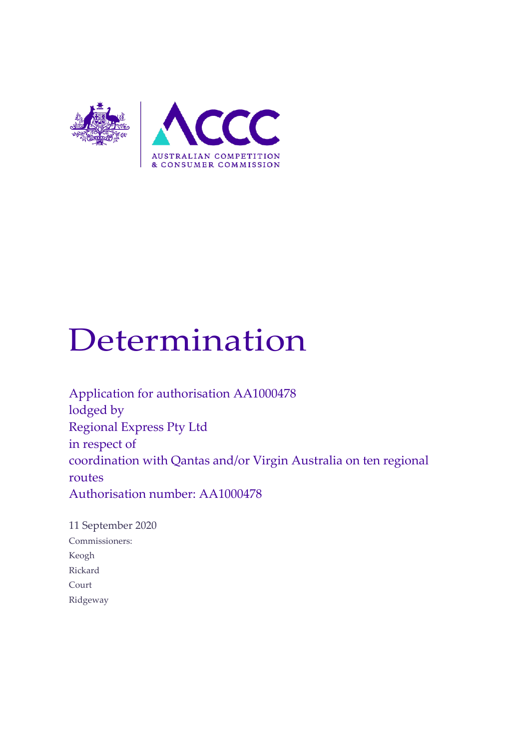# Determination

Application for authorisation AA1000478
lodged by
Regional Express Pty Ltd
in respect of
coordination with Qantas and/or Virgin Australia on ten regional routes
Authorisation number: AA1000478

11 September 2020

Commissioners:

Keogh

Rickard

Court

Ridgeway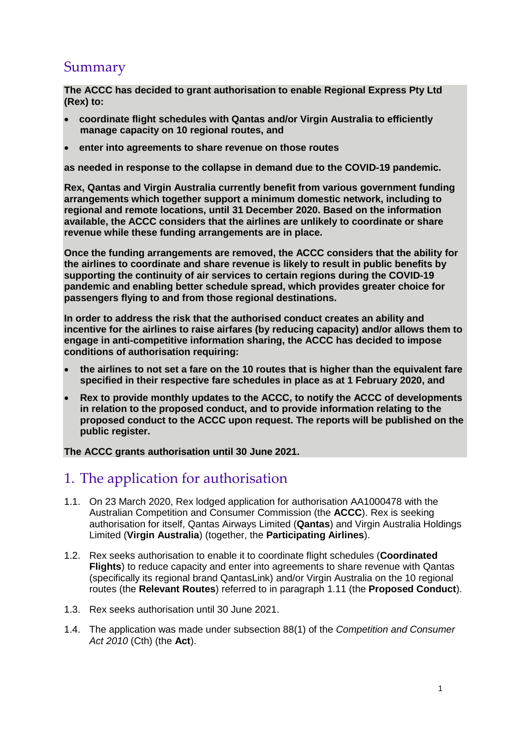## Summary

**The ACCC has decided to grant authorisation to enable Regional Express Pty Ltd (Rex) to:**

- **coordinate flight schedules with Qantas and/or Virgin Australia to efficiently manage capacity on 10 regional routes, and**
- **enter into agreements to share revenue on those routes**

**as needed in response to the collapse in demand due to the COVID-19 pandemic.**

**Rex, Qantas and Virgin Australia currently benefit from various government funding arrangements which together support a minimum domestic network, including to regional and remote locations, until 31 December 2020. Based on the information available, the ACCC considers that the airlines are unlikely to coordinate or share revenue while these funding arrangements are in place.**

**Once the funding arrangements are removed, the ACCC considers that the ability for the airlines to coordinate and share revenue is likely to result in public benefits by supporting the continuity of air services to certain regions during the COVID-19 pandemic and enabling better schedule spread, which provides greater choice for passengers flying to and from those regional destinations.**

**In order to address the risk that the authorised conduct creates an ability and incentive for the airlines to raise airfares (by reducing capacity) and/or allows them to engage in anti-competitive information sharing, the ACCC has decided to impose conditions of authorisation requiring:**

- **the airlines to not set a fare on the 10 routes that is higher than the equivalent fare specified in their respective fare schedules in place as at 1 February 2020, and**
- **Rex to provide monthly updates to the ACCC, to notify the ACCC of developments in relation to the proposed conduct, and to provide information relating to the proposed conduct to the ACCC upon request. The reports will be published on the public register.**

**The ACCC grants authorisation until 30 June 2021.**

## 1. The application for authorisation

1.1. On 23 March 2020, Rex lodged application for authorisation AA1000478 with the Australian Competition and Consumer Commission (the **ACCC**). Rex is seeking authorisation for itself, Qantas Airways Limited (**Qantas**) and Virgin Australia Holdings Limited (**Virgin Australia**) (together, the **Participating Airlines**).

1.2. Rex seeks authorisation to enable it to coordinate flight schedules (**Coordinated Flights**) to reduce capacity and enter into agreements to share revenue with Qantas (specifically its regional brand QantasLink) and/or Virgin Australia on the 10 regional routes (the **Relevant Routes**) referred to in paragraph 1.11 (the **Proposed Conduct**).

1.3. Rex seeks authorisation until 30 June 2021.

1.4. The application was made under subsection 88(1) of the *Competition and Consumer Act 2010* (Cth) (the **Act**).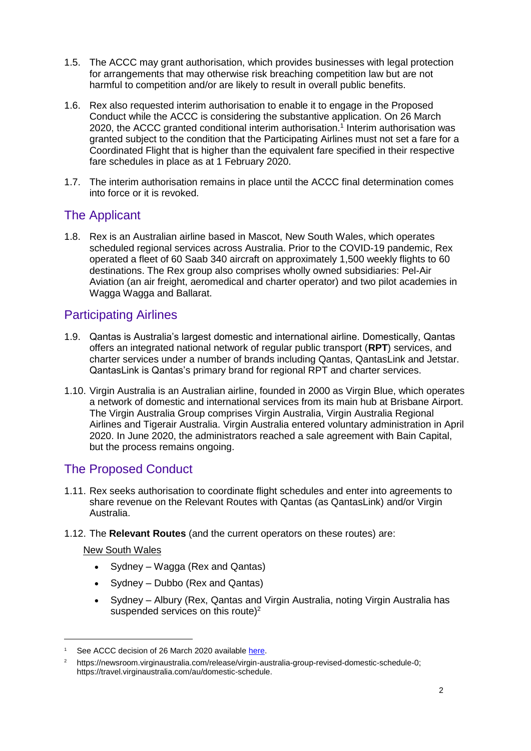1.5. The ACCC may grant authorisation, which provides businesses with legal protection for arrangements that may otherwise risk breaching competition law but are not harmful to competition and/or are likely to result in overall public benefits.

1.6. Rex also requested interim authorisation to enable it to engage in the Proposed Conduct while the ACCC is considering the substantive application. On 26 March 2020, the ACCC granted conditional interim authorisation.[1] Interim authorisation was granted subject to the condition that the Participating Airlines must not set a fare for a Coordinated Flight that is higher than the equivalent fare specified in their respective fare schedules in place as at 1 February 2020.

1.7. The interim authorisation remains in place until the ACCC final determination comes into force or it is revoked.

## The Applicant

1.8. Rex is an Australian airline based in Mascot, New South Wales, which operates scheduled regional services across Australia. Prior to the COVID-19 pandemic, Rex operated a fleet of 60 Saab 340 aircraft on approximately 1,500 weekly flights to 60 destinations. The Rex group also comprises wholly owned subsidiaries: Pel-Air Aviation (an air freight, aeromedical and charter operator) and two pilot academies in Wagga Wagga and Ballarat.

## Participating Airlines

1.9. Qantas is Australia's largest domestic and international airline. Domestically, Qantas offers an integrated national network of regular public transport (**RPT**) services, and charter services under a number of brands including Qantas, QantasLink and Jetstar. QantasLink is Qantas's primary brand for regional RPT and charter services.

1.10. Virgin Australia is an Australian airline, founded in 2000 as Virgin Blue, which operates a network of domestic and international services from its main hub at Brisbane Airport. The Virgin Australia Group comprises Virgin Australia, Virgin Australia Regional Airlines and Tigerair Australia. Virgin Australia entered voluntary administration in April 2020. In June 2020, the administrators reached a sale agreement with Bain Capital, but the process remains ongoing.

## The Proposed Conduct

1.11. Rex seeks authorisation to coordinate flight schedules and enter into agreements to share revenue on the Relevant Routes with Qantas (as QantasLink) and/or Virgin Australia.

1.12. The **Relevant Routes** (and the current operators on these routes) are:

New South Wales

- Sydney – Wagga (Rex and Qantas)
- Sydney – Dubbo (Rex and Qantas)
- Sydney – Albury (Rex, Qantas and Virgin Australia, noting Virgin Australia has suspended services on this route)[2]

---

[1] See ACCC decision of 26 March 2020 available here.

[2] https://newsroom.virginaustralia.com/release/virgin-australia-group-revised-domestic-schedule-0; https://travel.virginaustralia.com/au/domestic-schedule.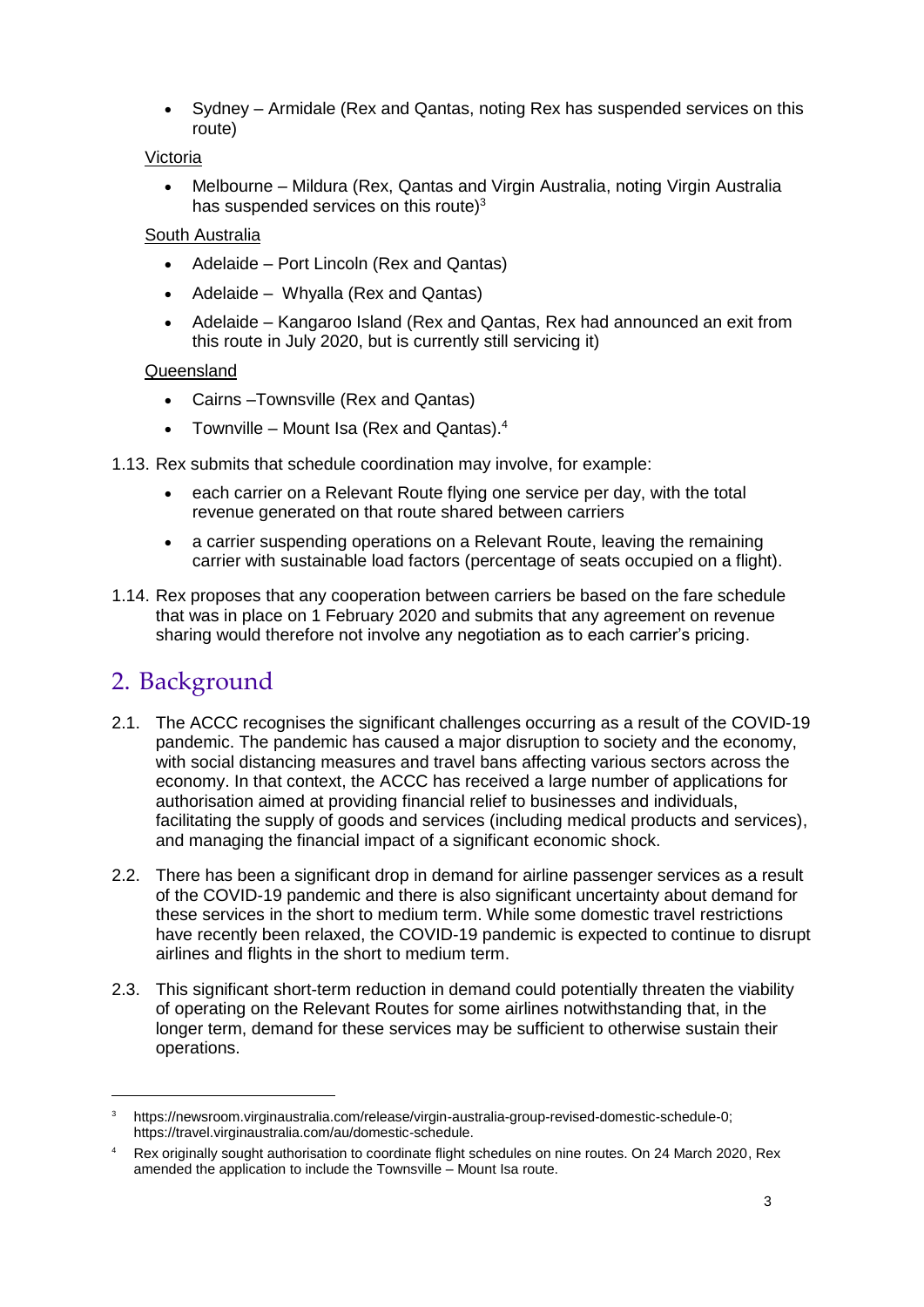- Sydney – Armidale (Rex and Qantas, noting Rex has suspended services on this route)

Victoria

- Melbourne – Mildura (Rex, Qantas and Virgin Australia, noting Virgin Australia has suspended services on this route)[3]

South Australia

- Adelaide – Port Lincoln (Rex and Qantas)
- Adelaide – Whyalla (Rex and Qantas)
- Adelaide – Kangaroo Island (Rex and Qantas, Rex had announced an exit from this route in July 2020, but is currently still servicing it)

Queensland

- Cairns –Townsville (Rex and Qantas)
- Townville – Mount Isa (Rex and Qantas).[4]

1.13. Rex submits that schedule coordination may involve, for example:

- each carrier on a Relevant Route flying one service per day, with the total revenue generated on that route shared between carriers
- a carrier suspending operations on a Relevant Route, leaving the remaining carrier with sustainable load factors (percentage of seats occupied on a flight).

1.14. Rex proposes that any cooperation between carriers be based on the fare schedule that was in place on 1 February 2020 and submits that any agreement on revenue sharing would therefore not involve any negotiation as to each carrier's pricing.

## 2. Background

2.1. The ACCC recognises the significant challenges occurring as a result of the COVID-19 pandemic. The pandemic has caused a major disruption to society and the economy, with social distancing measures and travel bans affecting various sectors across the economy. In that context, the ACCC has received a large number of applications for authorisation aimed at providing financial relief to businesses and individuals, facilitating the supply of goods and services (including medical products and services), and managing the financial impact of a significant economic shock.

2.2. There has been a significant drop in demand for airline passenger services as a result of the COVID-19 pandemic and there is also significant uncertainty about demand for these services in the short to medium term. While some domestic travel restrictions have recently been relaxed, the COVID-19 pandemic is expected to continue to disrupt airlines and flights in the short to medium term.

2.3. This significant short-term reduction in demand could potentially threaten the viability of operating on the Relevant Routes for some airlines notwithstanding that, in the longer term, demand for these services may be sufficient to otherwise sustain their operations.

---

[3] https://newsroom.virginaustralia.com/release/virgin-australia-group-revised-domestic-schedule-0; https://travel.virginaustralia.com/au/domestic-schedule.

[4] Rex originally sought authorisation to coordinate flight schedules on nine routes. On 24 March 2020, Rex amended the application to include the Townsville – Mount Isa route.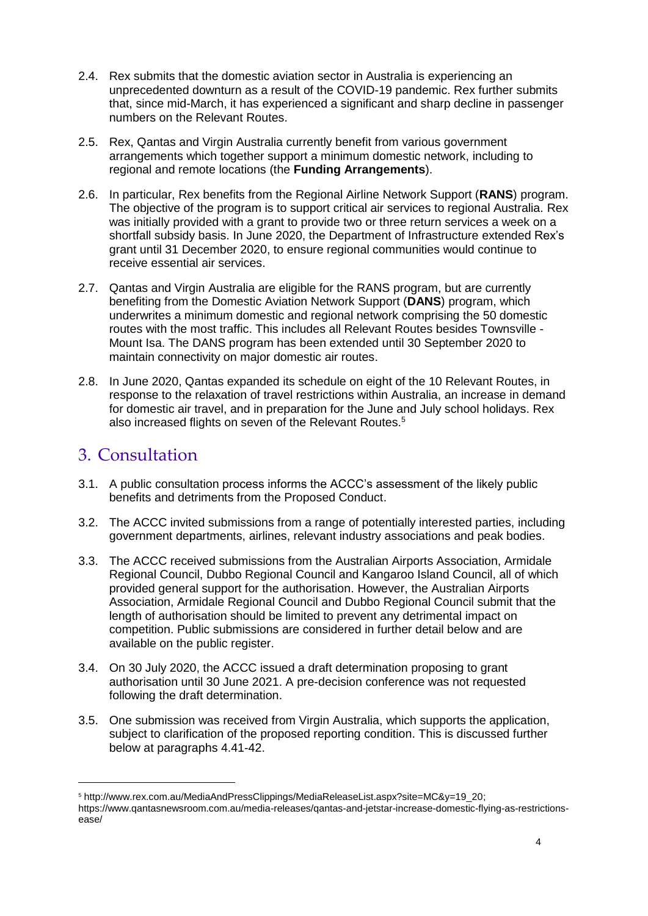2.4. Rex submits that the domestic aviation sector in Australia is experiencing an unprecedented downturn as a result of the COVID-19 pandemic. Rex further submits that, since mid-March, it has experienced a significant and sharp decline in passenger numbers on the Relevant Routes.

2.5. Rex, Qantas and Virgin Australia currently benefit from various government arrangements which together support a minimum domestic network, including to regional and remote locations (the **Funding Arrangements**).

2.6. In particular, Rex benefits from the Regional Airline Network Support (**RANS**) program. The objective of the program is to support critical air services to regional Australia. Rex was initially provided with a grant to provide two or three return services a week on a shortfall subsidy basis. In June 2020, the Department of Infrastructure extended Rex's grant until 31 December 2020, to ensure regional communities would continue to receive essential air services.

2.7. Qantas and Virgin Australia are eligible for the RANS program, but are currently benefiting from the Domestic Aviation Network Support (**DANS**) program, which underwrites a minimum domestic and regional network comprising the 50 domestic routes with the most traffic. This includes all Relevant Routes besides Townsville - Mount Isa. The DANS program has been extended until 30 September 2020 to maintain connectivity on major domestic air routes.

2.8. In June 2020, Qantas expanded its schedule on eight of the 10 Relevant Routes, in response to the relaxation of travel restrictions within Australia, an increase in demand for domestic air travel, and in preparation for the June and July school holidays. Rex also increased flights on seven of the Relevant Routes.[5]

## 3. Consultation

3.1. A public consultation process informs the ACCC's assessment of the likely public benefits and detriments from the Proposed Conduct.

3.2. The ACCC invited submissions from a range of potentially interested parties, including government departments, airlines, relevant industry associations and peak bodies.

3.3. The ACCC received submissions from the Australian Airports Association, Armidale Regional Council, Dubbo Regional Council and Kangaroo Island Council, all of which provided general support for the authorisation. However, the Australian Airports Association, Armidale Regional Council and Dubbo Regional Council submit that the length of authorisation should be limited to prevent any detrimental impact on competition. Public submissions are considered in further detail below and are available on the public register.

3.4. On 30 July 2020, the ACCC issued a draft determination proposing to grant authorisation until 30 June 2021. A pre-decision conference was not requested following the draft determination.

3.5. One submission was received from Virgin Australia, which supports the application, subject to clarification of the proposed reporting condition. This is discussed further below at paragraphs 4.41-42.

---

[5] http://www.rex.com.au/MediaAndPressClippings/MediaReleaseList.aspx?site=MC&y=19_20; https://www.qantasnewsroom.com.au/media-releases/qantas-and-jetstar-increase-domestic-flying-as-restrictions-ease/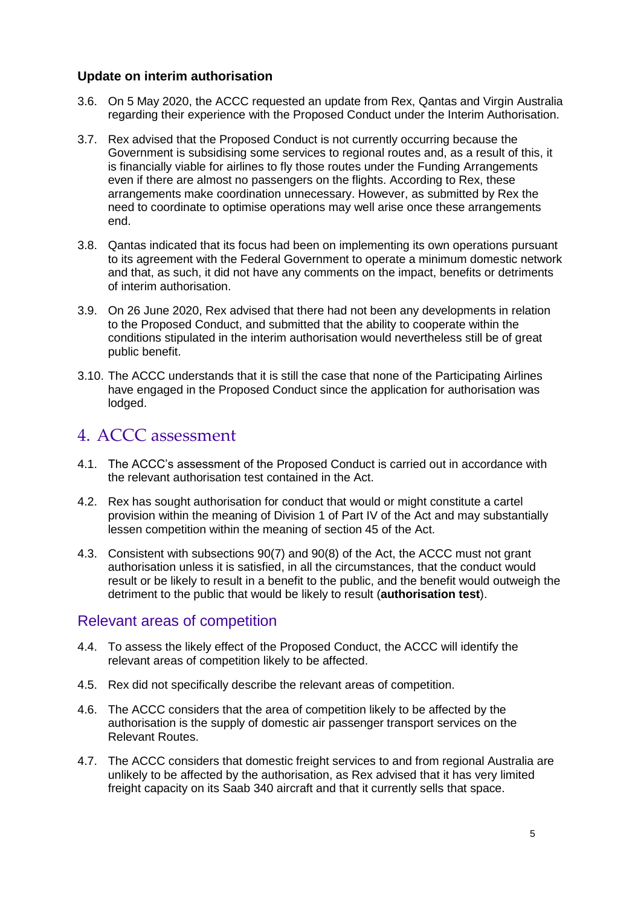### Update on interim authorisation

3.6. On 5 May 2020, the ACCC requested an update from Rex, Qantas and Virgin Australia regarding their experience with the Proposed Conduct under the Interim Authorisation.

3.7. Rex advised that the Proposed Conduct is not currently occurring because the Government is subsidising some services to regional routes and, as a result of this, it is financially viable for airlines to fly those routes under the Funding Arrangements even if there are almost no passengers on the flights. According to Rex, these arrangements make coordination unnecessary. However, as submitted by Rex the need to coordinate to optimise operations may well arise once these arrangements end.

3.8. Qantas indicated that its focus had been on implementing its own operations pursuant to its agreement with the Federal Government to operate a minimum domestic network and that, as such, it did not have any comments on the impact, benefits or detriments of interim authorisation.

3.9. On 26 June 2020, Rex advised that there had not been any developments in relation to the Proposed Conduct, and submitted that the ability to cooperate within the conditions stipulated in the interim authorisation would nevertheless still be of great public benefit.

3.10. The ACCC understands that it is still the case that none of the Participating Airlines have engaged in the Proposed Conduct since the application for authorisation was lodged.

# 4. ACCC assessment

4.1. The ACCC's assessment of the Proposed Conduct is carried out in accordance with the relevant authorisation test contained in the Act.

4.2. Rex has sought authorisation for conduct that would or might constitute a cartel provision within the meaning of Division 1 of Part IV of the Act and may substantially lessen competition within the meaning of section 45 of the Act.

4.3. Consistent with subsections 90(7) and 90(8) of the Act, the ACCC must not grant authorisation unless it is satisfied, in all the circumstances, that the conduct would result or be likely to result in a benefit to the public, and the benefit would outweigh the detriment to the public that would be likely to result (**authorisation test**).

## Relevant areas of competition

4.4. To assess the likely effect of the Proposed Conduct, the ACCC will identify the relevant areas of competition likely to be affected.

4.5. Rex did not specifically describe the relevant areas of competition.

4.6. The ACCC considers that the area of competition likely to be affected by the authorisation is the supply of domestic air passenger transport services on the Relevant Routes.

4.7. The ACCC considers that domestic freight services to and from regional Australia are unlikely to be affected by the authorisation, as Rex advised that it has very limited freight capacity on its Saab 340 aircraft and that it currently sells that space.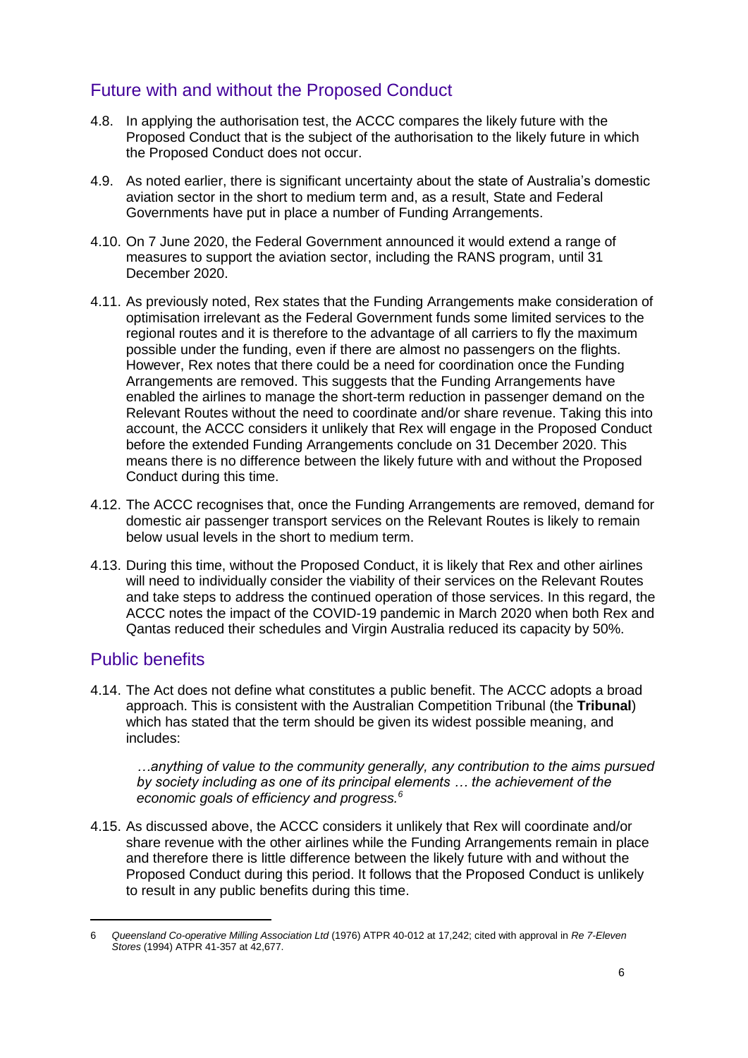## Future with and without the Proposed Conduct

4.8. In applying the authorisation test, the ACCC compares the likely future with the Proposed Conduct that is the subject of the authorisation to the likely future in which the Proposed Conduct does not occur.

4.9. As noted earlier, there is significant uncertainty about the state of Australia's domestic aviation sector in the short to medium term and, as a result, State and Federal Governments have put in place a number of Funding Arrangements.

4.10. On 7 June 2020, the Federal Government announced it would extend a range of measures to support the aviation sector, including the RANS program, until 31 December 2020.

4.11. As previously noted, Rex states that the Funding Arrangements make consideration of optimisation irrelevant as the Federal Government funds some limited services to the regional routes and it is therefore to the advantage of all carriers to fly the maximum possible under the funding, even if there are almost no passengers on the flights. However, Rex notes that there could be a need for coordination once the Funding Arrangements are removed. This suggests that the Funding Arrangements have enabled the airlines to manage the short-term reduction in passenger demand on the Relevant Routes without the need to coordinate and/or share revenue. Taking this into account, the ACCC considers it unlikely that Rex will engage in the Proposed Conduct before the extended Funding Arrangements conclude on 31 December 2020. This means there is no difference between the likely future with and without the Proposed Conduct during this time.

4.12. The ACCC recognises that, once the Funding Arrangements are removed, demand for domestic air passenger transport services on the Relevant Routes is likely to remain below usual levels in the short to medium term.

4.13. During this time, without the Proposed Conduct, it is likely that Rex and other airlines will need to individually consider the viability of their services on the Relevant Routes and take steps to address the continued operation of those services. In this regard, the ACCC notes the impact of the COVID-19 pandemic in March 2020 when both Rex and Qantas reduced their schedules and Virgin Australia reduced its capacity by 50%.

## Public benefits

4.14. The Act does not define what constitutes a public benefit. The ACCC adopts a broad approach. This is consistent with the Australian Competition Tribunal (the **Tribunal**) which has stated that the term should be given its widest possible meaning, and includes:

> *…anything of value to the community generally, any contribution to the aims pursued by society including as one of its principal elements … the achievement of the economic goals of efficiency and progress.*[6]

4.15. As discussed above, the ACCC considers it unlikely that Rex will coordinate and/or share revenue with the other airlines while the Funding Arrangements remain in place and therefore there is little difference between the likely future with and without the Proposed Conduct during this period. It follows that the Proposed Conduct is unlikely to result in any public benefits during this time.

---

6 *Queensland Co-operative Milling Association Ltd* (1976) ATPR 40-012 at 17,242; cited with approval in *Re 7-Eleven Stores* (1994) ATPR 41-357 at 42,677.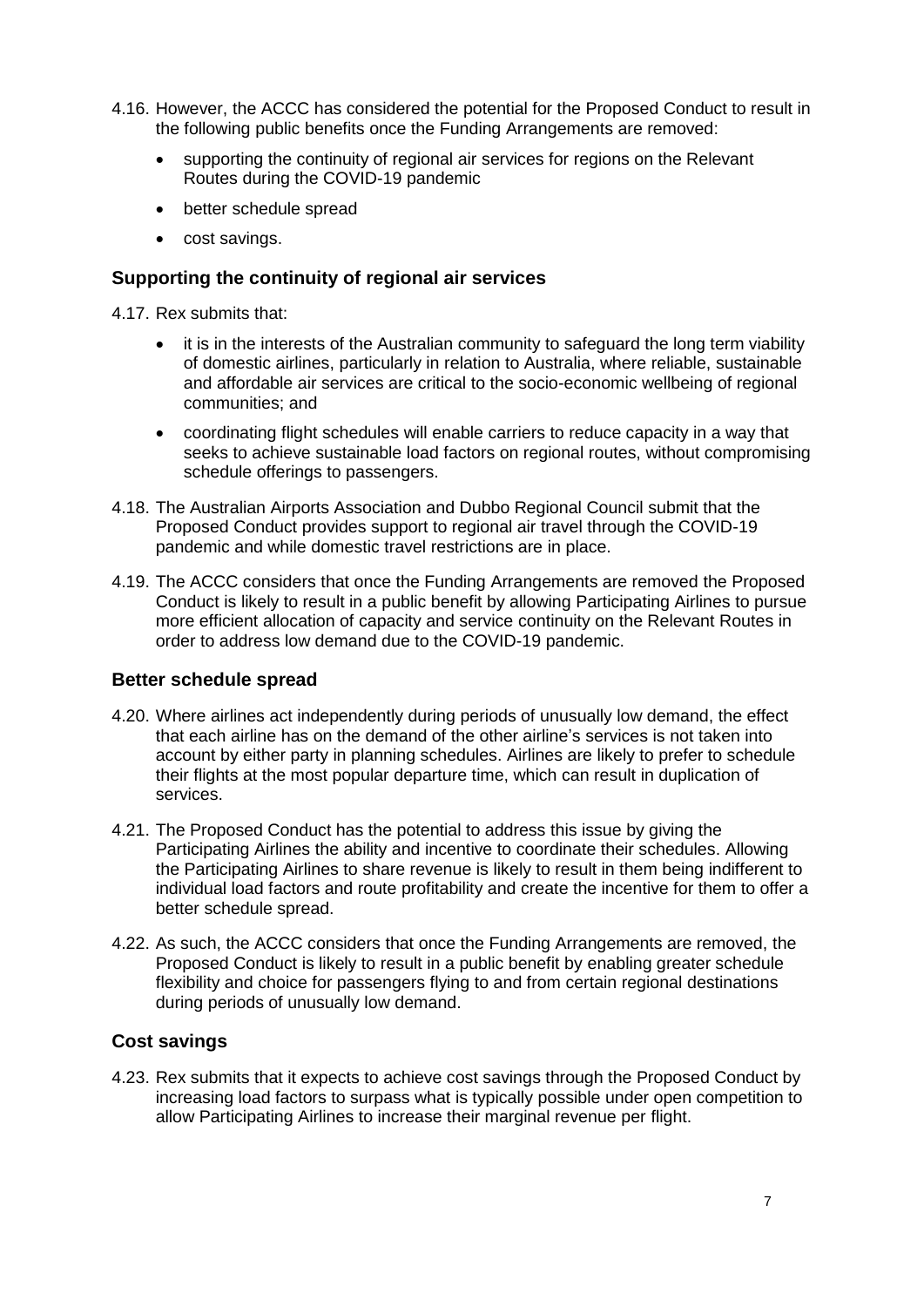4.16. However, the ACCC has considered the potential for the Proposed Conduct to result in the following public benefits once the Funding Arrangements are removed:

- supporting the continuity of regional air services for regions on the Relevant Routes during the COVID-19 pandemic
- better schedule spread
- cost savings.

### Supporting the continuity of regional air services

4.17. Rex submits that:

- it is in the interests of the Australian community to safeguard the long term viability of domestic airlines, particularly in relation to Australia, where reliable, sustainable and affordable air services are critical to the socio-economic wellbeing of regional communities; and
- coordinating flight schedules will enable carriers to reduce capacity in a way that seeks to achieve sustainable load factors on regional routes, without compromising schedule offerings to passengers.

4.18. The Australian Airports Association and Dubbo Regional Council submit that the Proposed Conduct provides support to regional air travel through the COVID-19 pandemic and while domestic travel restrictions are in place.

4.19. The ACCC considers that once the Funding Arrangements are removed the Proposed Conduct is likely to result in a public benefit by allowing Participating Airlines to pursue more efficient allocation of capacity and service continuity on the Relevant Routes in order to address low demand due to the COVID-19 pandemic.

### Better schedule spread

4.20. Where airlines act independently during periods of unusually low demand, the effect that each airline has on the demand of the other airline's services is not taken into account by either party in planning schedules. Airlines are likely to prefer to schedule their flights at the most popular departure time, which can result in duplication of services.

4.21. The Proposed Conduct has the potential to address this issue by giving the Participating Airlines the ability and incentive to coordinate their schedules. Allowing the Participating Airlines to share revenue is likely to result in them being indifferent to individual load factors and route profitability and create the incentive for them to offer a better schedule spread.

4.22. As such, the ACCC considers that once the Funding Arrangements are removed, the Proposed Conduct is likely to result in a public benefit by enabling greater schedule flexibility and choice for passengers flying to and from certain regional destinations during periods of unusually low demand.

### Cost savings

4.23. Rex submits that it expects to achieve cost savings through the Proposed Conduct by increasing load factors to surpass what is typically possible under open competition to allow Participating Airlines to increase their marginal revenue per flight.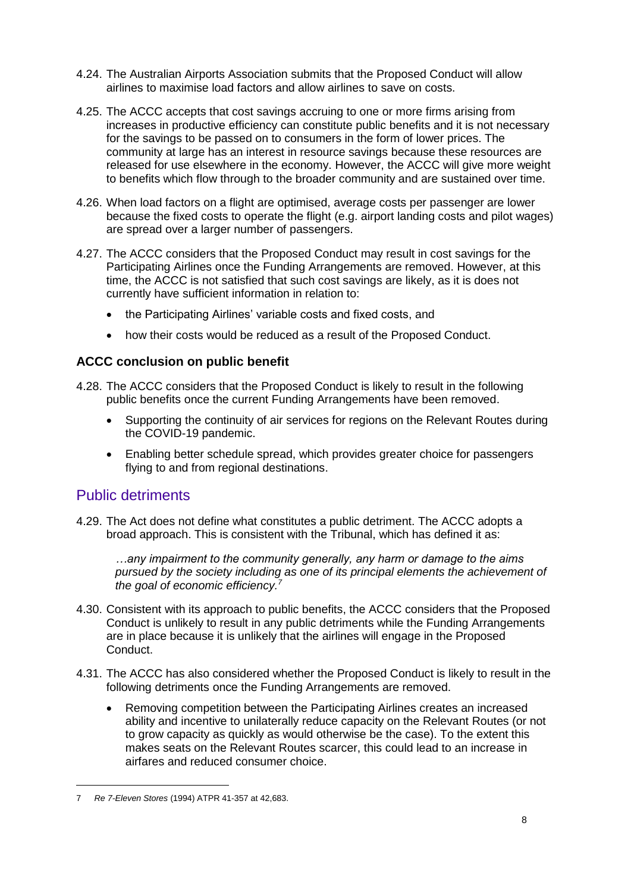4.24. The Australian Airports Association submits that the Proposed Conduct will allow airlines to maximise load factors and allow airlines to save on costs.

4.25. The ACCC accepts that cost savings accruing to one or more firms arising from increases in productive efficiency can constitute public benefits and it is not necessary for the savings to be passed on to consumers in the form of lower prices. The community at large has an interest in resource savings because these resources are released for use elsewhere in the economy. However, the ACCC will give more weight to benefits which flow through to the broader community and are sustained over time.

4.26. When load factors on a flight are optimised, average costs per passenger are lower because the fixed costs to operate the flight (e.g. airport landing costs and pilot wages) are spread over a larger number of passengers.

4.27. The ACCC considers that the Proposed Conduct may result in cost savings for the Participating Airlines once the Funding Arrangements are removed. However, at this time, the ACCC is not satisfied that such cost savings are likely, as it is does not currently have sufficient information in relation to:

- the Participating Airlines' variable costs and fixed costs, and
- how their costs would be reduced as a result of the Proposed Conduct.

### ACCC conclusion on public benefit

4.28. The ACCC considers that the Proposed Conduct is likely to result in the following public benefits once the current Funding Arrangements have been removed.

- Supporting the continuity of air services for regions on the Relevant Routes during the COVID-19 pandemic.
- Enabling better schedule spread, which provides greater choice for passengers flying to and from regional destinations.

## Public detriments

4.29. The Act does not define what constitutes a public detriment. The ACCC adopts a broad approach. This is consistent with the Tribunal, which has defined it as:

> *…any impairment to the community generally, any harm or damage to the aims pursued by the society including as one of its principal elements the achievement of the goal of economic efficiency.*[7]

4.30. Consistent with its approach to public benefits, the ACCC considers that the Proposed Conduct is unlikely to result in any public detriments while the Funding Arrangements are in place because it is unlikely that the airlines will engage in the Proposed Conduct.

4.31. The ACCC has also considered whether the Proposed Conduct is likely to result in the following detriments once the Funding Arrangements are removed.

- Removing competition between the Participating Airlines creates an increased ability and incentive to unilaterally reduce capacity on the Relevant Routes (or not to grow capacity as quickly as would otherwise be the case). To the extent this makes seats on the Relevant Routes scarcer, this could lead to an increase in airfares and reduced consumer choice.

---

7 *Re 7-Eleven Stores* (1994) ATPR 41-357 at 42,683.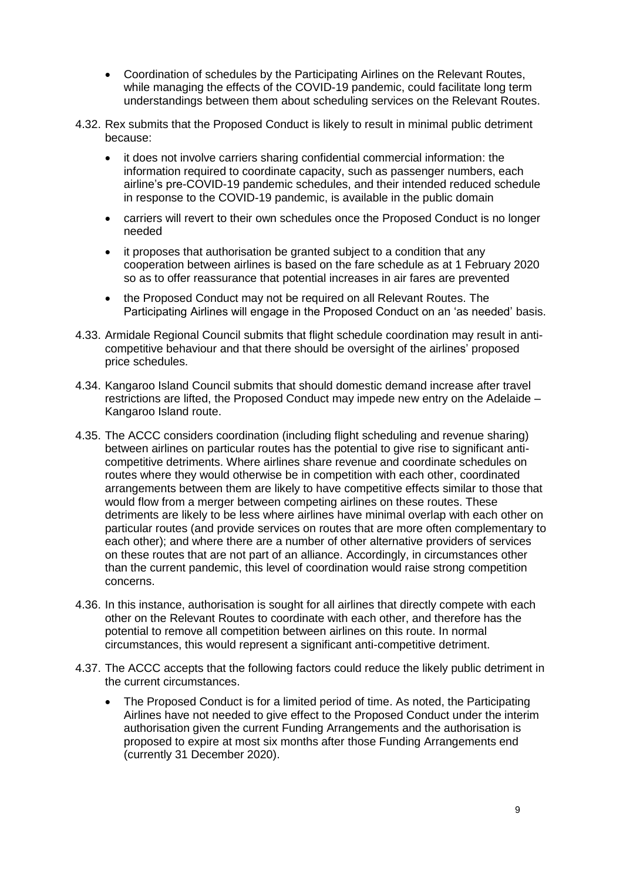- Coordination of schedules by the Participating Airlines on the Relevant Routes, while managing the effects of the COVID-19 pandemic, could facilitate long term understandings between them about scheduling services on the Relevant Routes.

4.32. Rex submits that the Proposed Conduct is likely to result in minimal public detriment because:

- it does not involve carriers sharing confidential commercial information: the information required to coordinate capacity, such as passenger numbers, each airline's pre-COVID-19 pandemic schedules, and their intended reduced schedule in response to the COVID-19 pandemic, is available in the public domain
- carriers will revert to their own schedules once the Proposed Conduct is no longer needed
- it proposes that authorisation be granted subject to a condition that any cooperation between airlines is based on the fare schedule as at 1 February 2020 so as to offer reassurance that potential increases in air fares are prevented
- the Proposed Conduct may not be required on all Relevant Routes. The Participating Airlines will engage in the Proposed Conduct on an 'as needed' basis.

4.33. Armidale Regional Council submits that flight schedule coordination may result in anti-competitive behaviour and that there should be oversight of the airlines' proposed price schedules.

4.34. Kangaroo Island Council submits that should domestic demand increase after travel restrictions are lifted, the Proposed Conduct may impede new entry on the Adelaide – Kangaroo Island route.

4.35. The ACCC considers coordination (including flight scheduling and revenue sharing) between airlines on particular routes has the potential to give rise to significant anti-competitive detriments. Where airlines share revenue and coordinate schedules on routes where they would otherwise be in competition with each other, coordinated arrangements between them are likely to have competitive effects similar to those that would flow from a merger between competing airlines on these routes. These detriments are likely to be less where airlines have minimal overlap with each other on particular routes (and provide services on routes that are more often complementary to each other); and where there are a number of other alternative providers of services on these routes that are not part of an alliance. Accordingly, in circumstances other than the current pandemic, this level of coordination would raise strong competition concerns.

4.36. In this instance, authorisation is sought for all airlines that directly compete with each other on the Relevant Routes to coordinate with each other, and therefore has the potential to remove all competition between airlines on this route. In normal circumstances, this would represent a significant anti-competitive detriment.

4.37. The ACCC accepts that the following factors could reduce the likely public detriment in the current circumstances.

- The Proposed Conduct is for a limited period of time. As noted, the Participating Airlines have not needed to give effect to the Proposed Conduct under the interim authorisation given the current Funding Arrangements and the authorisation is proposed to expire at most six months after those Funding Arrangements end (currently 31 December 2020).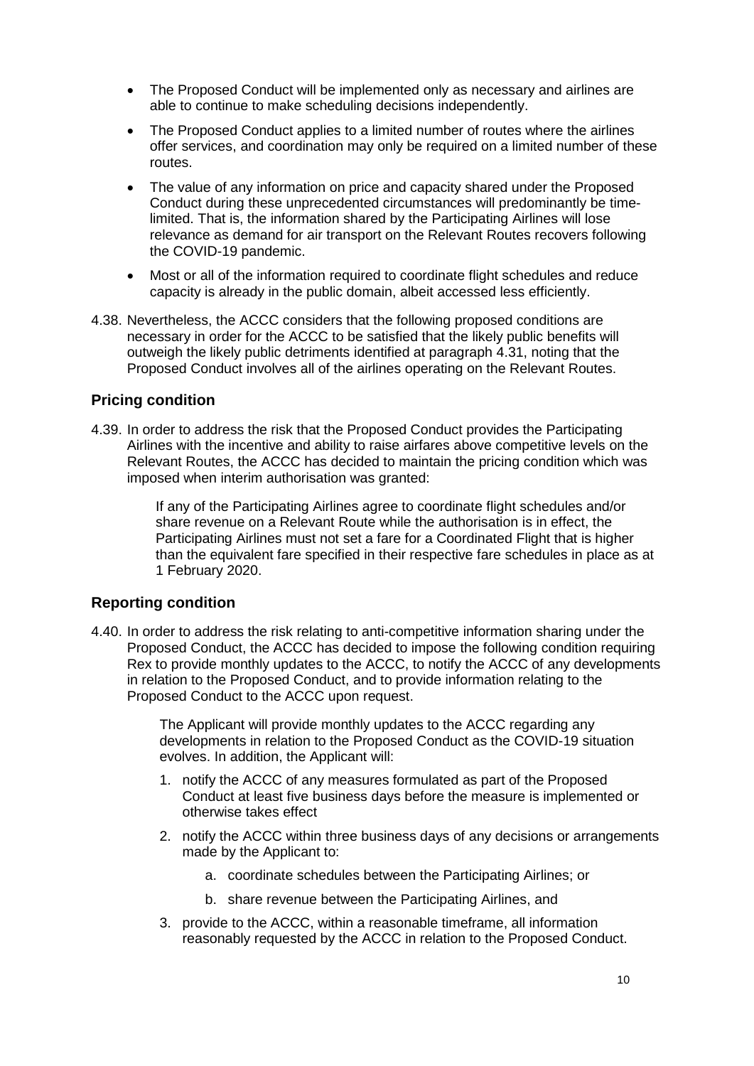- The Proposed Conduct will be implemented only as necessary and airlines are able to continue to make scheduling decisions independently.
- The Proposed Conduct applies to a limited number of routes where the airlines offer services, and coordination may only be required on a limited number of these routes.
- The value of any information on price and capacity shared under the Proposed Conduct during these unprecedented circumstances will predominantly be time-limited. That is, the information shared by the Participating Airlines will lose relevance as demand for air transport on the Relevant Routes recovers following the COVID-19 pandemic.
- Most or all of the information required to coordinate flight schedules and reduce capacity is already in the public domain, albeit accessed less efficiently.

4.38. Nevertheless, the ACCC considers that the following proposed conditions are necessary in order for the ACCC to be satisfied that the likely public benefits will outweigh the likely public detriments identified at paragraph 4.31, noting that the Proposed Conduct involves all of the airlines operating on the Relevant Routes.

## Pricing condition

4.39. In order to address the risk that the Proposed Conduct provides the Participating Airlines with the incentive and ability to raise airfares above competitive levels on the Relevant Routes, the ACCC has decided to maintain the pricing condition which was imposed when interim authorisation was granted:

> If any of the Participating Airlines agree to coordinate flight schedules and/or share revenue on a Relevant Route while the authorisation is in effect, the Participating Airlines must not set a fare for a Coordinated Flight that is higher than the equivalent fare specified in their respective fare schedules in place as at 1 February 2020.

## Reporting condition

4.40. In order to address the risk relating to anti-competitive information sharing under the Proposed Conduct, the ACCC has decided to impose the following condition requiring Rex to provide monthly updates to the ACCC, to notify the ACCC of any developments in relation to the Proposed Conduct, and to provide information relating to the Proposed Conduct to the ACCC upon request.

> The Applicant will provide monthly updates to the ACCC regarding any developments in relation to the Proposed Conduct as the COVID-19 situation evolves. In addition, the Applicant will:
>
> 1. notify the ACCC of any measures formulated as part of the Proposed Conduct at least five business days before the measure is implemented or otherwise takes effect
> 2. notify the ACCC within three business days of any decisions or arrangements made by the Applicant to:
>     a. coordinate schedules between the Participating Airlines; or
>     b. share revenue between the Participating Airlines, and
> 3. provide to the ACCC, within a reasonable timeframe, all information reasonably requested by the ACCC in relation to the Proposed Conduct.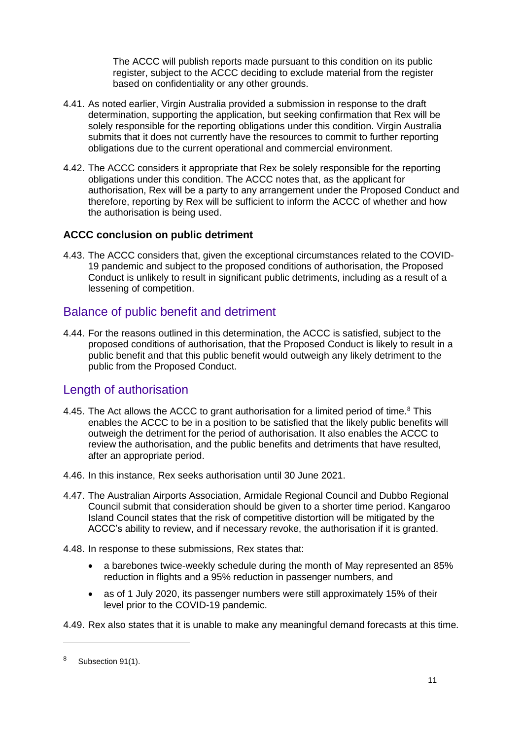The ACCC will publish reports made pursuant to this condition on its public register, subject to the ACCC deciding to exclude material from the register based on confidentiality or any other grounds.

4.41. As noted earlier, Virgin Australia provided a submission in response to the draft determination, supporting the application, but seeking confirmation that Rex will be solely responsible for the reporting obligations under this condition. Virgin Australia submits that it does not currently have the resources to commit to further reporting obligations due to the current operational and commercial environment.

4.42. The ACCC considers it appropriate that Rex be solely responsible for the reporting obligations under this condition. The ACCC notes that, as the applicant for authorisation, Rex will be a party to any arrangement under the Proposed Conduct and therefore, reporting by Rex will be sufficient to inform the ACCC of whether and how the authorisation is being used.

### ACCC conclusion on public detriment

4.43. The ACCC considers that, given the exceptional circumstances related to the COVID-19 pandemic and subject to the proposed conditions of authorisation, the Proposed Conduct is unlikely to result in significant public detriments, including as a result of a lessening of competition.

## Balance of public benefit and detriment

4.44. For the reasons outlined in this determination, the ACCC is satisfied, subject to the proposed conditions of authorisation, that the Proposed Conduct is likely to result in a public benefit and that this public benefit would outweigh any likely detriment to the public from the Proposed Conduct.

## Length of authorisation

4.45. The Act allows the ACCC to grant authorisation for a limited period of time.[8] This enables the ACCC to be in a position to be satisfied that the likely public benefits will outweigh the detriment for the period of authorisation. It also enables the ACCC to review the authorisation, and the public benefits and detriments that have resulted, after an appropriate period.

4.46. In this instance, Rex seeks authorisation until 30 June 2021.

4.47. The Australian Airports Association, Armidale Regional Council and Dubbo Regional Council submit that consideration should be given to a shorter time period. Kangaroo Island Council states that the risk of competitive distortion will be mitigated by the ACCC's ability to review, and if necessary revoke, the authorisation if it is granted.

4.48. In response to these submissions, Rex states that:

- a barebones twice-weekly schedule during the month of May represented an 85% reduction in flights and a 95% reduction in passenger numbers, and
- as of 1 July 2020, its passenger numbers were still approximately 15% of their level prior to the COVID-19 pandemic.

4.49. Rex also states that it is unable to make any meaningful demand forecasts at this time.

---

[8] Subsection 91(1).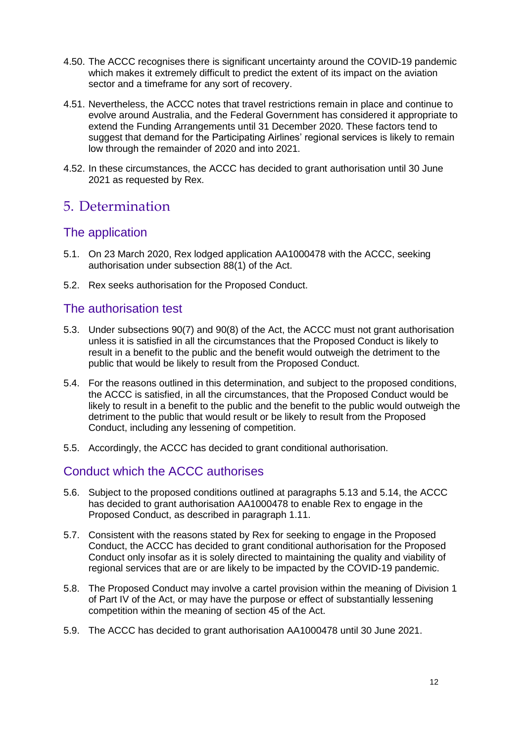4.50. The ACCC recognises there is significant uncertainty around the COVID-19 pandemic which makes it extremely difficult to predict the extent of its impact on the aviation sector and a timeframe for any sort of recovery.

4.51. Nevertheless, the ACCC notes that travel restrictions remain in place and continue to evolve around Australia, and the Federal Government has considered it appropriate to extend the Funding Arrangements until 31 December 2020. These factors tend to suggest that demand for the Participating Airlines' regional services is likely to remain low through the remainder of 2020 and into 2021.

4.52. In these circumstances, the ACCC has decided to grant authorisation until 30 June 2021 as requested by Rex.

# 5. Determination

## The application

5.1. On 23 March 2020, Rex lodged application AA1000478 with the ACCC, seeking authorisation under subsection 88(1) of the Act.

5.2. Rex seeks authorisation for the Proposed Conduct.

## The authorisation test

5.3. Under subsections 90(7) and 90(8) of the Act, the ACCC must not grant authorisation unless it is satisfied in all the circumstances that the Proposed Conduct is likely to result in a benefit to the public and the benefit would outweigh the detriment to the public that would be likely to result from the Proposed Conduct.

5.4. For the reasons outlined in this determination, and subject to the proposed conditions, the ACCC is satisfied, in all the circumstances, that the Proposed Conduct would be likely to result in a benefit to the public and the benefit to the public would outweigh the detriment to the public that would result or be likely to result from the Proposed Conduct, including any lessening of competition.

5.5. Accordingly, the ACCC has decided to grant conditional authorisation.

## Conduct which the ACCC authorises

5.6. Subject to the proposed conditions outlined at paragraphs 5.13 and 5.14, the ACCC has decided to grant authorisation AA1000478 to enable Rex to engage in the Proposed Conduct, as described in paragraph 1.11.

5.7. Consistent with the reasons stated by Rex for seeking to engage in the Proposed Conduct, the ACCC has decided to grant conditional authorisation for the Proposed Conduct only insofar as it is solely directed to maintaining the quality and viability of regional services that are or are likely to be impacted by the COVID-19 pandemic.

5.8. The Proposed Conduct may involve a cartel provision within the meaning of Division 1 of Part IV of the Act, or may have the purpose or effect of substantially lessening competition within the meaning of section 45 of the Act.

5.9. The ACCC has decided to grant authorisation AA1000478 until 30 June 2021.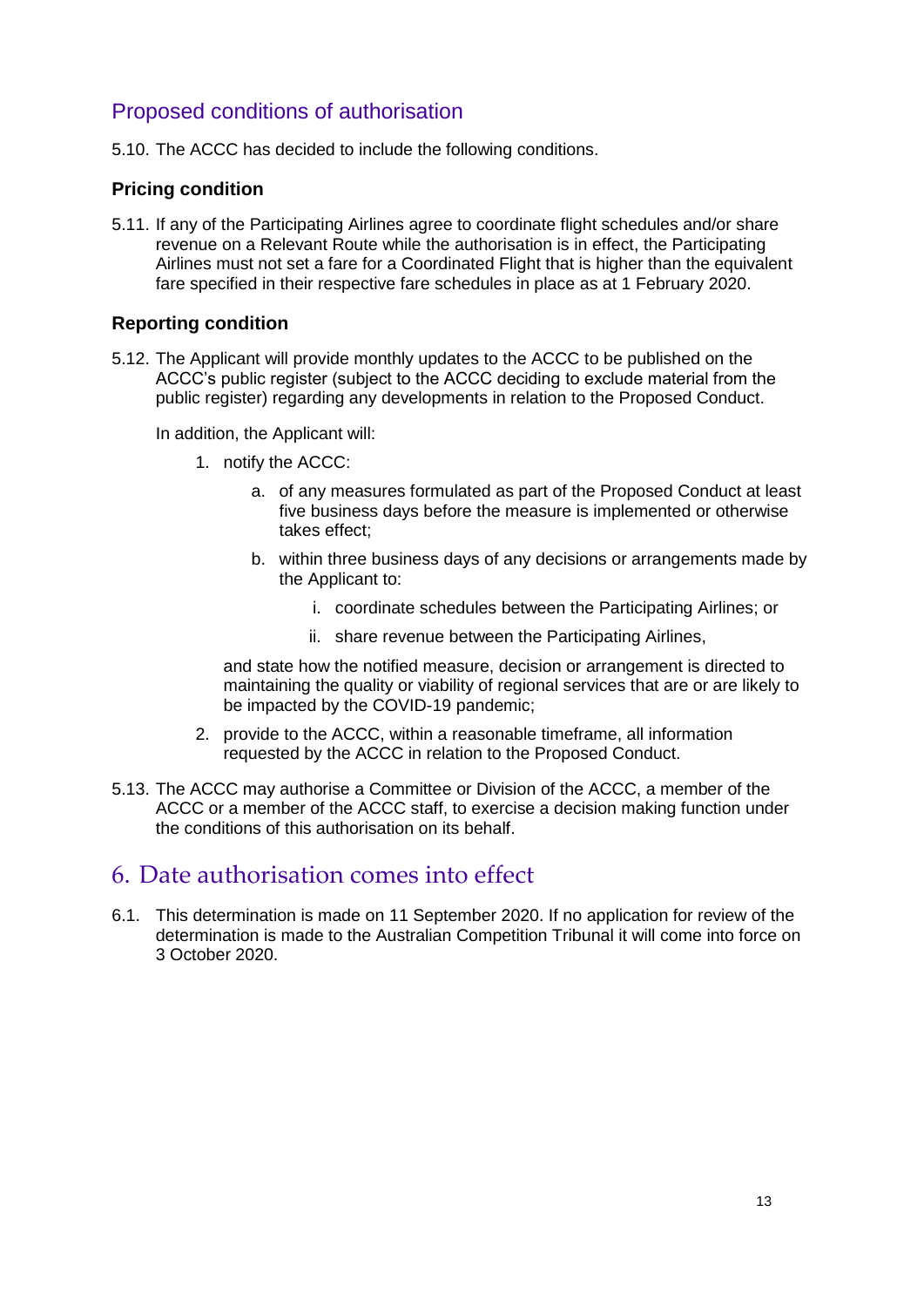## Proposed conditions of authorisation

5.10. The ACCC has decided to include the following conditions.

### Pricing condition

5.11. If any of the Participating Airlines agree to coordinate flight schedules and/or share revenue on a Relevant Route while the authorisation is in effect, the Participating Airlines must not set a fare for a Coordinated Flight that is higher than the equivalent fare specified in their respective fare schedules in place as at 1 February 2020.

### Reporting condition

5.12. The Applicant will provide monthly updates to the ACCC to be published on the ACCC's public register (subject to the ACCC deciding to exclude material from the public register) regarding any developments in relation to the Proposed Conduct.

In addition, the Applicant will:

1. notify the ACCC:
   a. of any measures formulated as part of the Proposed Conduct at least five business days before the measure is implemented or otherwise takes effect;
   b. within three business days of any decisions or arrangements made by the Applicant to:
      i. coordinate schedules between the Participating Airlines; or
      ii. share revenue between the Participating Airlines,

   and state how the notified measure, decision or arrangement is directed to maintaining the quality or viability of regional services that are or are likely to be impacted by the COVID-19 pandemic;
2. provide to the ACCC, within a reasonable timeframe, all information requested by the ACCC in relation to the Proposed Conduct.

5.13. The ACCC may authorise a Committee or Division of the ACCC, a member of the ACCC or a member of the ACCC staff, to exercise a decision making function under the conditions of this authorisation on its behalf.

# 6. Date authorisation comes into effect

6.1. This determination is made on 11 September 2020. If no application for review of the determination is made to the Australian Competition Tribunal it will come into force on 3 October 2020.